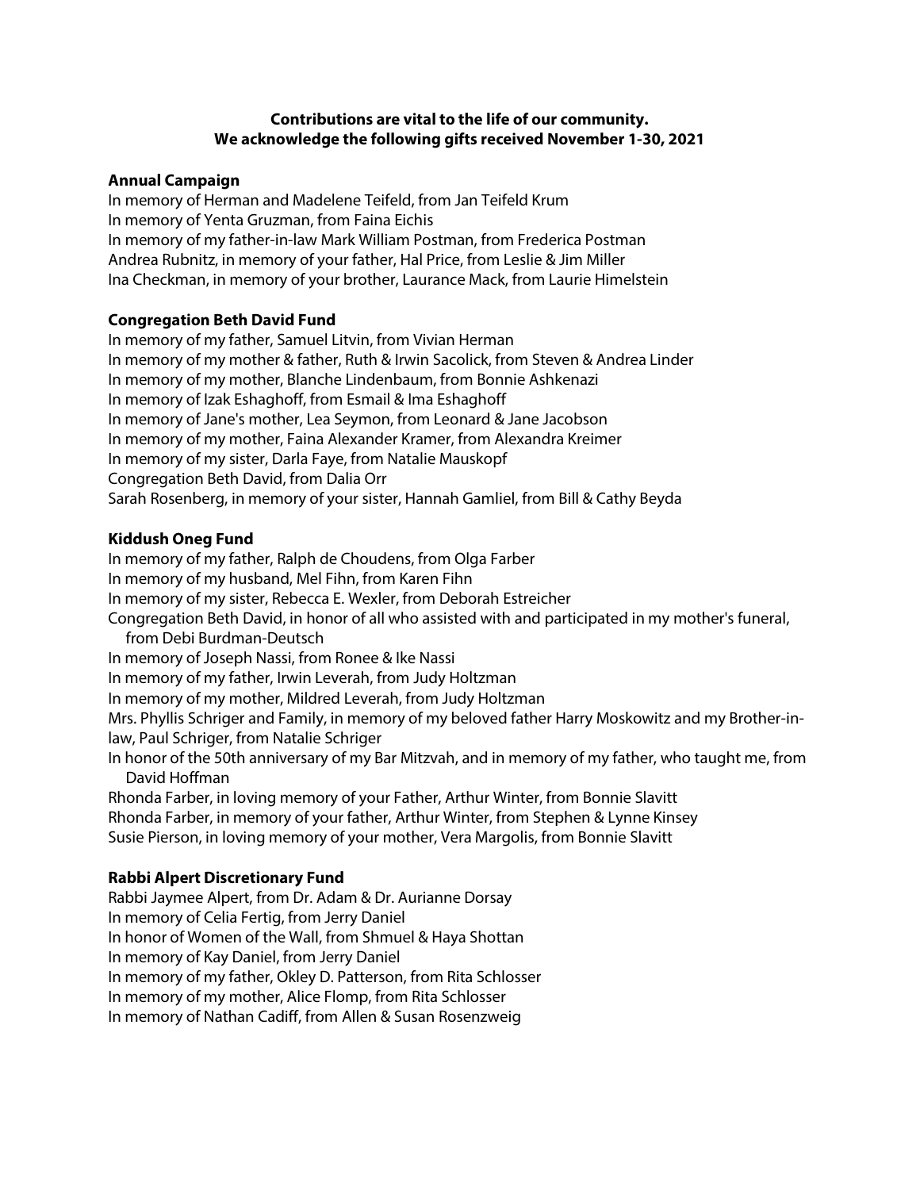**Contributions are vital to the life of our community.**
**We acknowledge the following gifts received November 1-30, 2021**

### Annual Campaign

In memory of Herman and Madelene Teifeld, from Jan Teifeld Krum
In memory of Yenta Gruzman, from Faina Eichis
In memory of my father-in-law Mark William Postman, from Frederica Postman
Andrea Rubnitz, in memory of your father, Hal Price, from Leslie & Jim Miller
Ina Checkman, in memory of your brother, Laurance Mack, from Laurie Himelstein

### Congregation Beth David Fund

In memory of my father, Samuel Litvin, from Vivian Herman
In memory of my mother & father, Ruth & Irwin Sacolick, from Steven & Andrea Linder
In memory of my mother, Blanche Lindenbaum, from Bonnie Ashkenazi
In memory of Izak Eshaghoff, from Esmail & Ima Eshaghoff
In memory of Jane's mother, Lea Seymon, from Leonard & Jane Jacobson
In memory of my mother, Faina Alexander Kramer, from Alexandra Kreimer
In memory of my sister, Darla Faye, from Natalie Mauskopf
Congregation Beth David, from Dalia Orr
Sarah Rosenberg, in memory of your sister, Hannah Gamliel, from Bill & Cathy Beyda

### Kiddush Oneg Fund

In memory of my father, Ralph de Choudens, from Olga Farber
In memory of my husband, Mel Fihn, from Karen Fihn
In memory of my sister, Rebecca E. Wexler, from Deborah Estreicher
Congregation Beth David, in honor of all who assisted with and participated in my mother's funeral, from Debi Burdman-Deutsch
In memory of Joseph Nassi, from Ronee & Ike Nassi
In memory of my father, Irwin Leverah, from Judy Holtzman
In memory of my mother, Mildred Leverah, from Judy Holtzman
Mrs. Phyllis Schriger and Family, in memory of my beloved father Harry Moskowitz and my Brother-in-law, Paul Schriger, from Natalie Schriger
In honor of the 50th anniversary of my Bar Mitzvah, and in memory of my father, who taught me, from David Hoffman
Rhonda Farber, in loving memory of your Father, Arthur Winter, from Bonnie Slavitt
Rhonda Farber, in memory of your father, Arthur Winter, from Stephen & Lynne Kinsey
Susie Pierson, in loving memory of your mother, Vera Margolis, from Bonnie Slavitt

### Rabbi Alpert Discretionary Fund

Rabbi Jaymee Alpert, from Dr. Adam & Dr. Aurianne Dorsay
In memory of Celia Fertig, from Jerry Daniel
In honor of Women of the Wall, from Shmuel & Haya Shottan
In memory of Kay Daniel, from Jerry Daniel
In memory of my father, Okley D. Patterson, from Rita Schlosser
In memory of my mother, Alice Flomp, from Rita Schlosser
In memory of Nathan Cadiff, from Allen & Susan Rosenzweig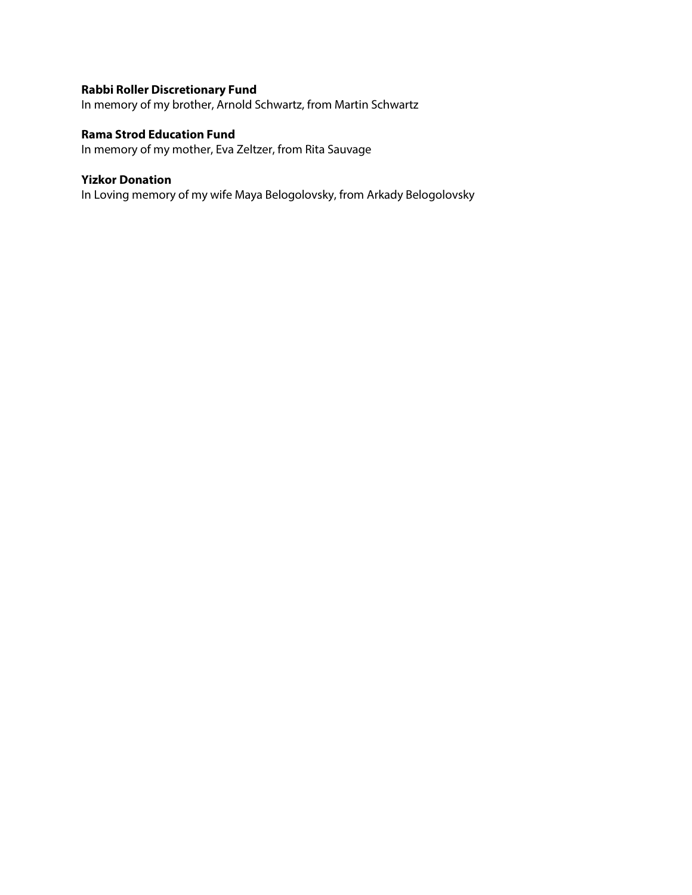**Rabbi Roller Discretionary Fund**
In memory of my brother, Arnold Schwartz, from Martin Schwartz

**Rama Strod Education Fund**
In memory of my mother, Eva Zeltzer, from Rita Sauvage

**Yizkor Donation**
In Loving memory of my wife Maya Belogolovsky, from Arkady Belogolovsky